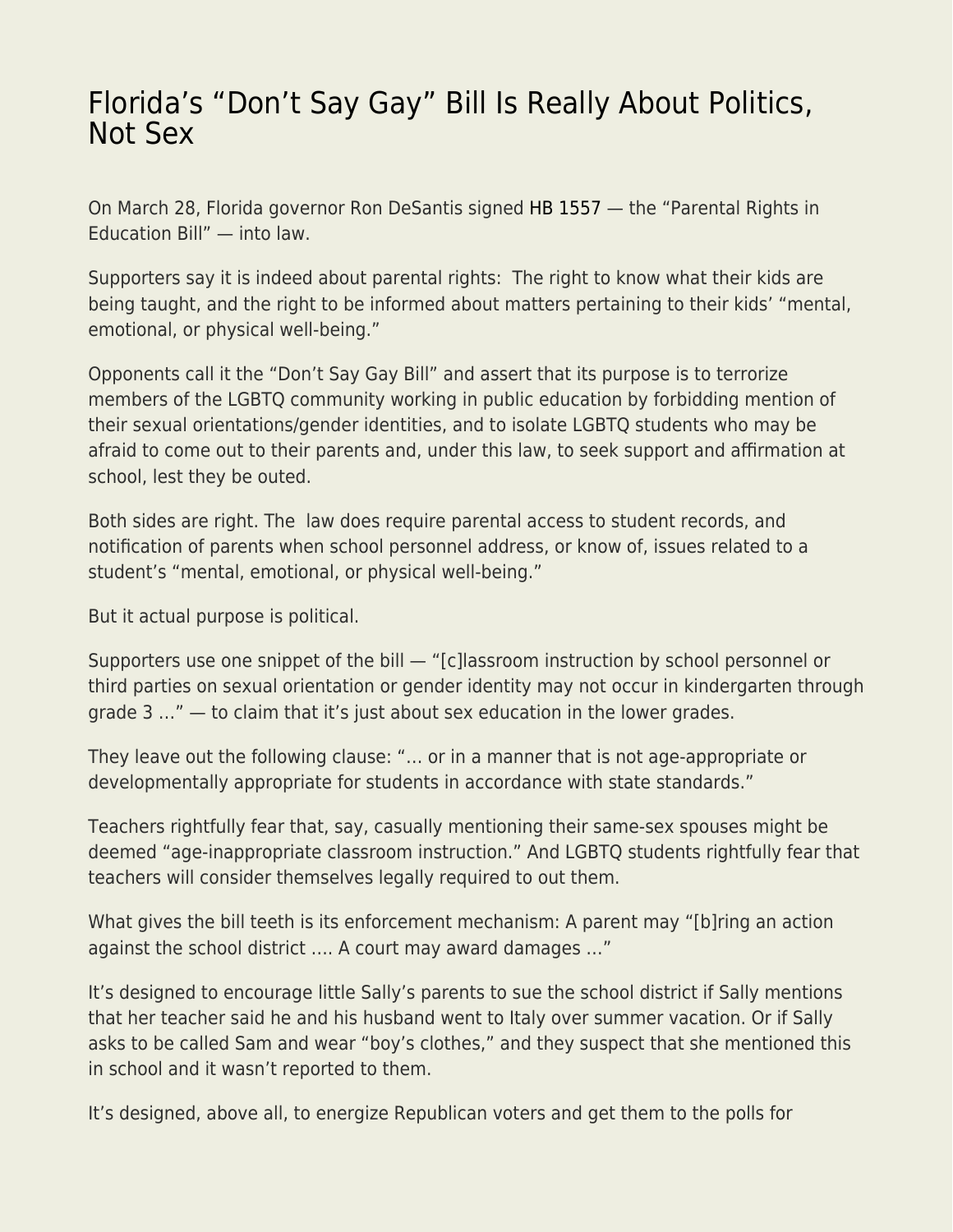# Florida's "Don't Say Gay" Bill Is Really About Politics, Not Sex

On March 28, Florida governor Ron DeSantis signed HB 1557 — the "Parental Rights in Education Bill" — into law.

Supporters say it is indeed about parental rights: The right to know what their kids are being taught, and the right to be informed about matters pertaining to their kids' "mental, emotional, or physical well-being."

Opponents call it the "Don't Say Gay Bill" and assert that its purpose is to terrorize members of the LGBTQ community working in public education by forbidding mention of their sexual orientations/gender identities, and to isolate LGBTQ students who may be afraid to come out to their parents and, under this law, to seek support and affirmation at school, lest they be outed.

Both sides are right. The law does require parental access to student records, and notification of parents when school personnel address, or know of, issues related to a student's "mental, emotional, or physical well-being."

But it actual purpose is political.

Supporters use one snippet of the bill — "[c]lassroom instruction by school personnel or third parties on sexual orientation or gender identity may not occur in kindergarten through grade 3 …" — to claim that it's just about sex education in the lower grades.

They leave out the following clause: "… or in a manner that is not age-appropriate or developmentally appropriate for students in accordance with state standards."

Teachers rightfully fear that, say, casually mentioning their same-sex spouses might be deemed "age-inappropriate classroom instruction." And LGBTQ students rightfully fear that teachers will consider themselves legally required to out them.

What gives the bill teeth is its enforcement mechanism: A parent may "[b]ring an action against the school district …. A court may award damages …"

It's designed to encourage little Sally's parents to sue the school district if Sally mentions that her teacher said he and his husband went to Italy over summer vacation. Or if Sally asks to be called Sam and wear "boy's clothes," and they suspect that she mentioned this in school and it wasn't reported to them.

It's designed, above all, to energize Republican voters and get them to the polls for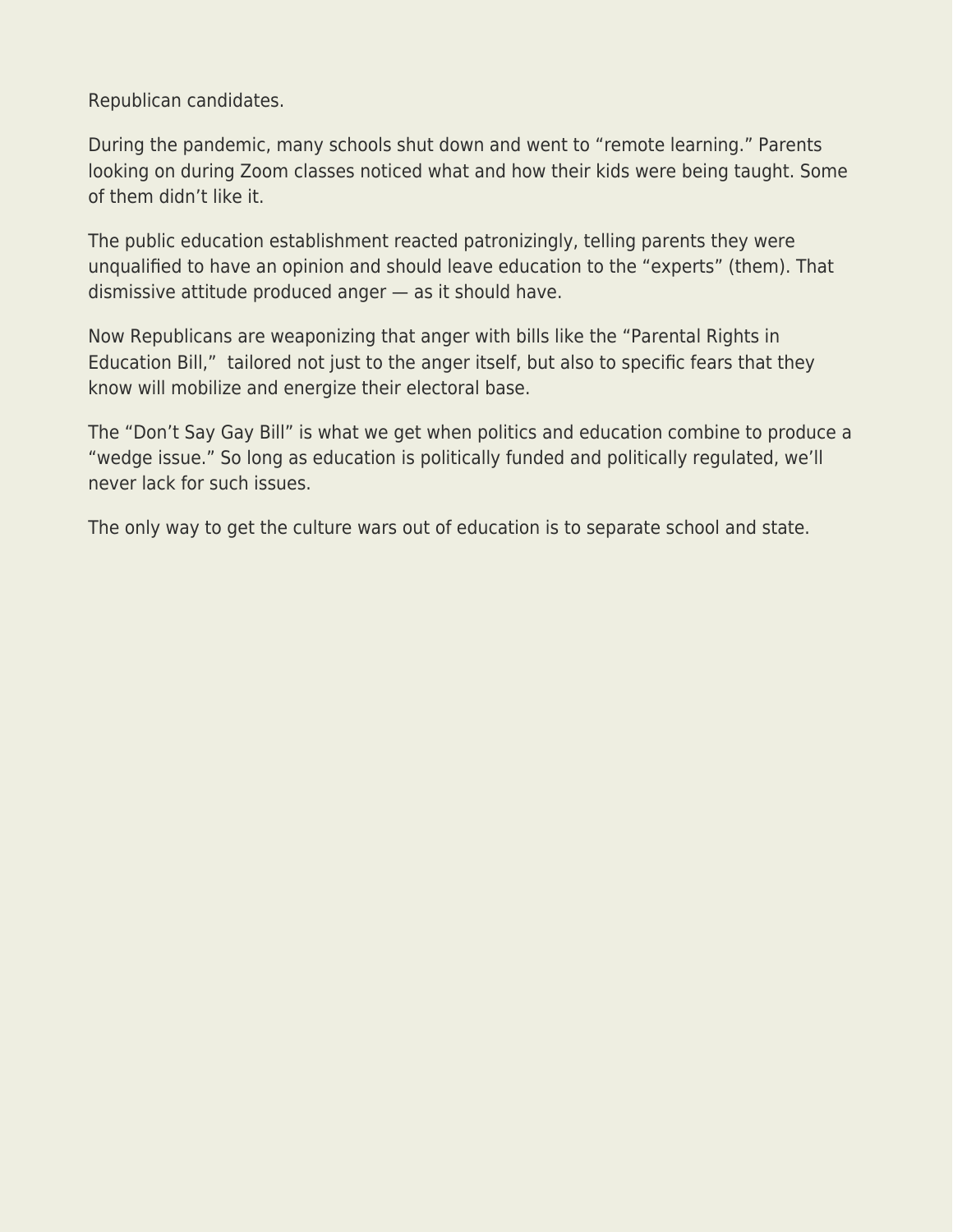Republican candidates.

During the pandemic, many schools shut down and went to “remote learning.” Parents looking on during Zoom classes noticed what and how their kids were being taught. Some of them didn’t like it.

The public education establishment reacted patronizingly, telling parents they were unqualified to have an opinion and should leave education to the “experts” (them). That dismissive attitude produced anger — as it should have.

Now Republicans are weaponizing that anger with bills like the “Parental Rights in Education Bill,” tailored not just to the anger itself, but also to specific fears that they know will mobilize and energize their electoral base.

The “Don’t Say Gay Bill” is what we get when politics and education combine to produce a “wedge issue.” So long as education is politically funded and politically regulated, we’ll never lack for such issues.

The only way to get the culture wars out of education is to separate school and state.